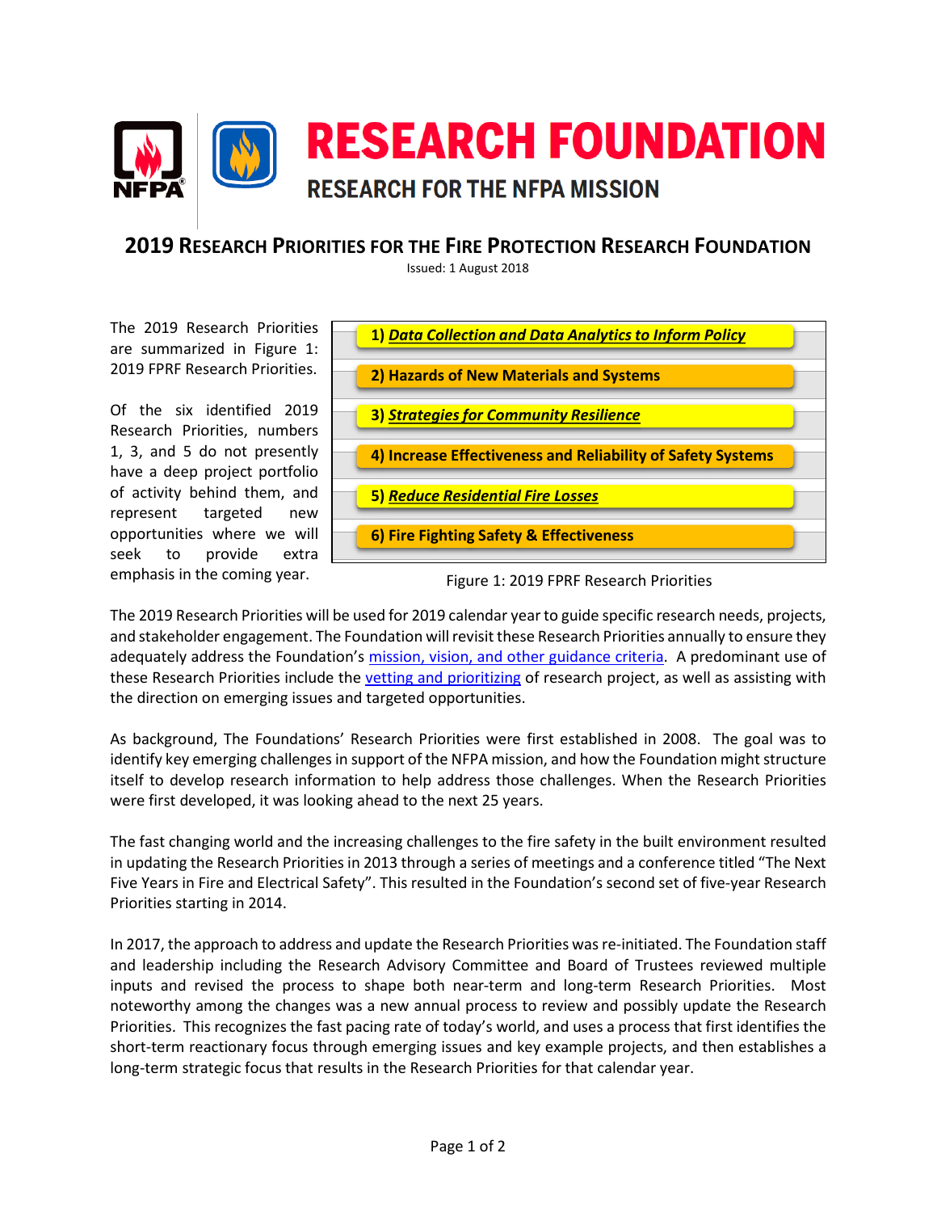# RESEARCH FOUNDATION

## RESEARCH FOR THE NFPA MISSION

## 2019 Research Priorities for the Fire Protection Research Foundation

Issued: 1 August 2018

The 2019 Research Priorities are summarized in Figure 1: 2019 FPRF Research Priorities.

Of the six identified 2019 Research Priorities, numbers 1, 3, and 5 do not presently have a deep project portfolio of activity behind them, and represent targeted new opportunities where we will seek to provide extra emphasis in the coming year.

1) ***Data Collection and Data Analytics to Inform Policy***
2) **Hazards of New Materials and Systems**
3) ***Strategies for Community Resilience***
4) **Increase Effectiveness and Reliability of Safety Systems**
5) ***Reduce Residential Fire Losses***
6) **Fire Fighting Safety & Effectiveness**

Figure 1: 2019 FPRF Research Priorities

The 2019 Research Priorities will be used for 2019 calendar year to guide specific research needs, projects, and stakeholder engagement. The Foundation will revisit these Research Priorities annually to ensure they adequately address the Foundation's mission, vision, and other guidance criteria. A predominant use of these Research Priorities include the vetting and prioritizing of research project, as well as assisting with the direction on emerging issues and targeted opportunities.

As background, The Foundations' Research Priorities were first established in 2008. The goal was to identify key emerging challenges in support of the NFPA mission, and how the Foundation might structure itself to develop research information to help address those challenges. When the Research Priorities were first developed, it was looking ahead to the next 25 years.

The fast changing world and the increasing challenges to the fire safety in the built environment resulted in updating the Research Priorities in 2013 through a series of meetings and a conference titled "The Next Five Years in Fire and Electrical Safety". This resulted in the Foundation's second set of five-year Research Priorities starting in 2014.

In 2017, the approach to address and update the Research Priorities was re-initiated. The Foundation staff and leadership including the Research Advisory Committee and Board of Trustees reviewed multiple inputs and revised the process to shape both near-term and long-term Research Priorities. Most noteworthy among the changes was a new annual process to review and possibly update the Research Priorities. This recognizes the fast pacing rate of today's world, and uses a process that first identifies the short-term reactionary focus through emerging issues and key example projects, and then establishes a long-term strategic focus that results in the Research Priorities for that calendar year.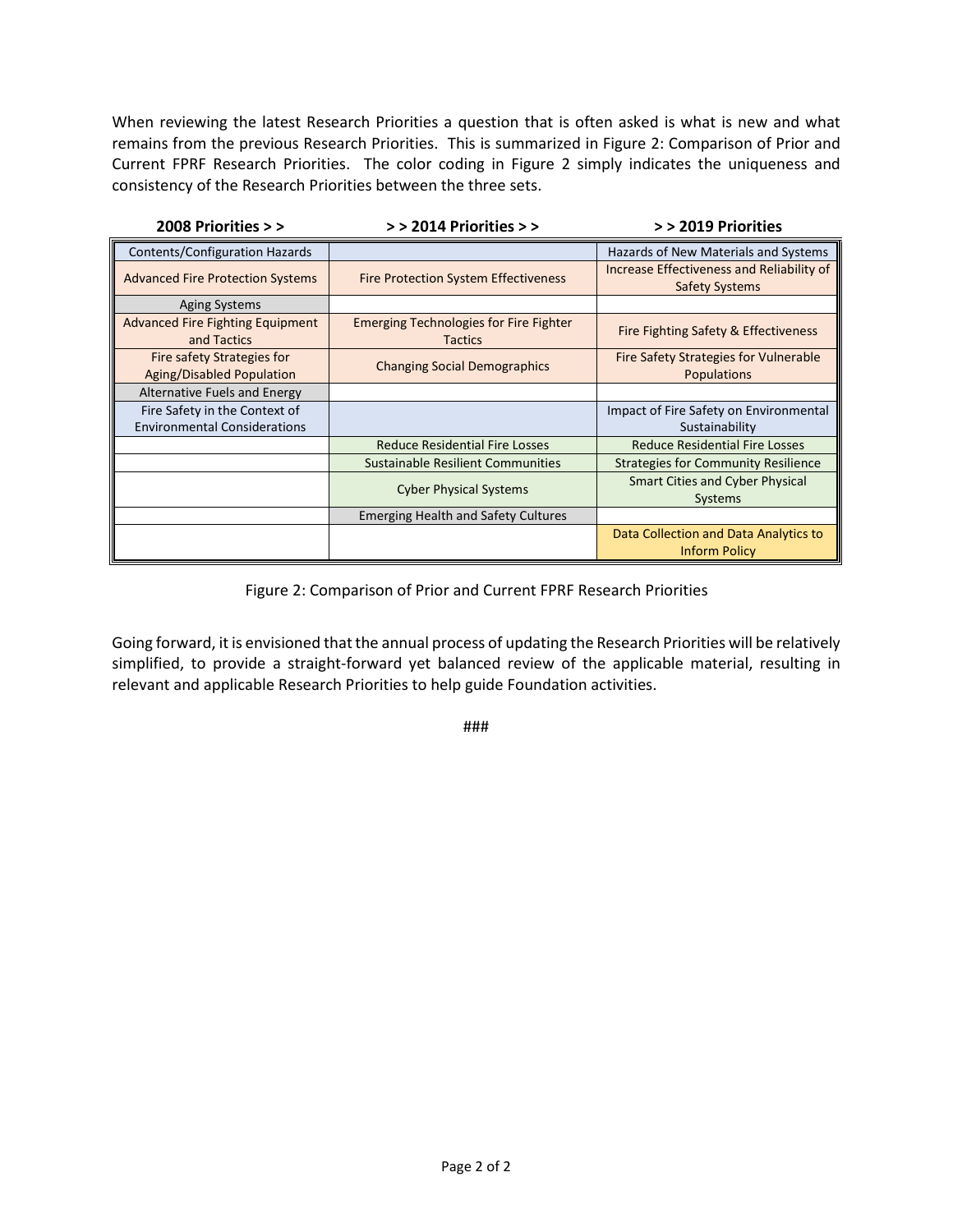When reviewing the latest Research Priorities a question that is often asked is what is new and what remains from the previous Research Priorities. This is summarized in Figure 2: Comparison of Prior and Current FPRF Research Priorities. The color coding in Figure 2 simply indicates the uniqueness and consistency of the Research Priorities between the three sets.

| 2008 Priorities > > | > > 2014 Priorities > > | > > 2019 Priorities |
|---|---|---|
| Contents/Configuration Hazards | | Hazards of New Materials and Systems |
| Advanced Fire Protection Systems | Fire Protection System Effectiveness | Increase Effectiveness and Reliability of Safety Systems |
| Aging Systems | | |
| Advanced Fire Fighting Equipment and Tactics | Emerging Technologies for Fire Fighter Tactics | Fire Fighting Safety & Effectiveness |
| Fire safety Strategies for Aging/Disabled Population | Changing Social Demographics | Fire Safety Strategies for Vulnerable Populations |
| Alternative Fuels and Energy | | |
| Fire Safety in the Context of Environmental Considerations | | Impact of Fire Safety on Environmental Sustainability |
| | Reduce Residential Fire Losses | Reduce Residential Fire Losses |
| | Sustainable Resilient Communities | Strategies for Community Resilience |
| | Cyber Physical Systems | Smart Cities and Cyber Physical Systems |
| | Emerging Health and Safety Cultures | |
| | | Data Collection and Data Analytics to Inform Policy |

Figure 2: Comparison of Prior and Current FPRF Research Priorities

Going forward, it is envisioned that the annual process of updating the Research Priorities will be relatively simplified, to provide a straight-forward yet balanced review of the applicable material, resulting in relevant and applicable Research Priorities to help guide Foundation activities.

###